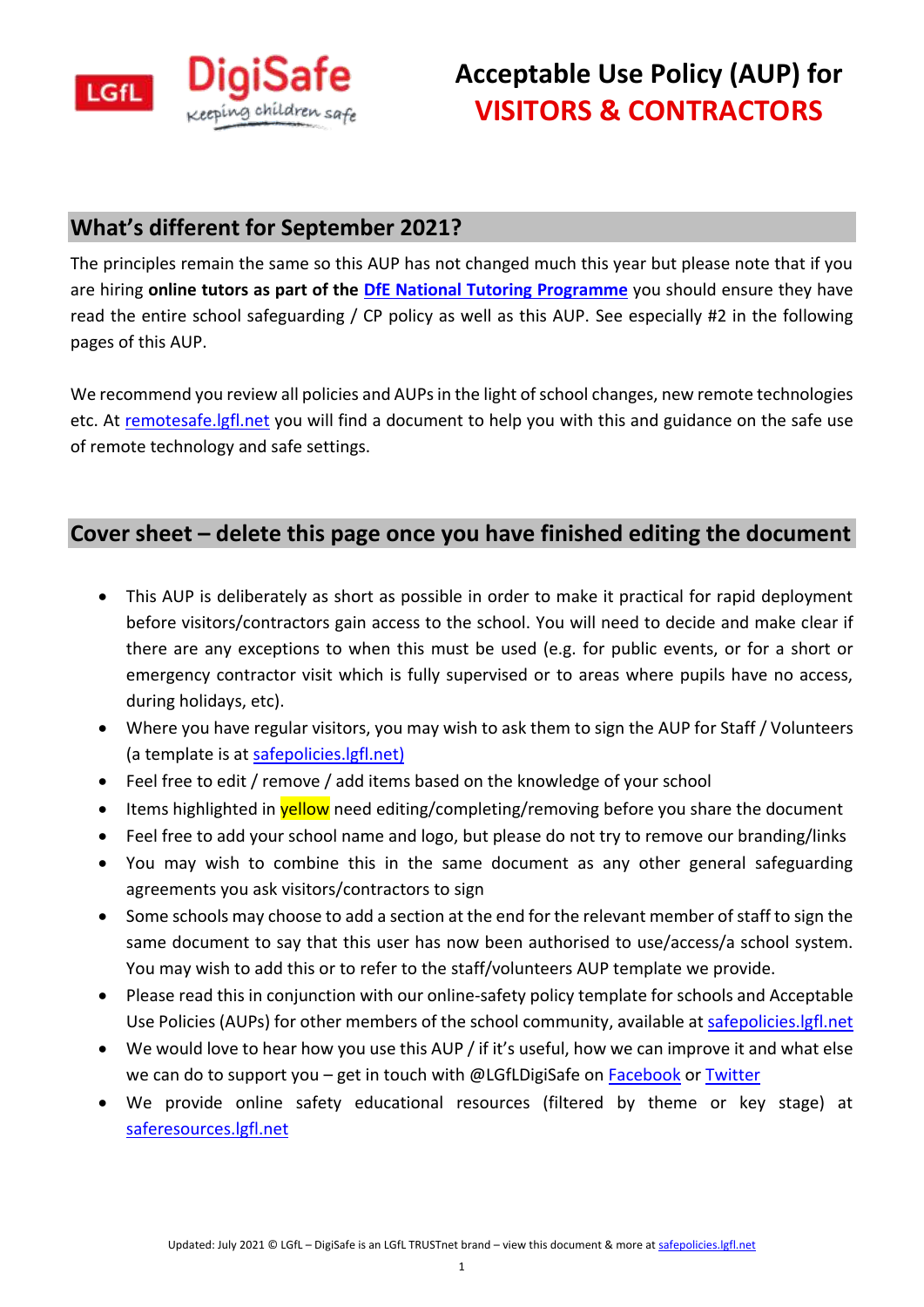# Acceptable Use Policy (AUP) for VISITORS & CONTRACTORS

## What's different for September 2021?

The principles remain the same so this AUP has not changed much this year but please note that if you are hiring **online tutors as part of the DfE National Tutoring Programme** you should ensure they have read the entire school safeguarding / CP policy as well as this AUP. See especially #2 in the following pages of this AUP.

We recommend you review all policies and AUPs in the light of school changes, new remote technologies etc. At remotesafe.lgfl.net you will find a document to help you with this and guidance on the safe use of remote technology and safe settings.

## Cover sheet – delete this page once you have finished editing the document

- This AUP is deliberately as short as possible in order to make it practical for rapid deployment before visitors/contractors gain access to the school. You will need to decide and make clear if there are any exceptions to when this must be used (e.g. for public events, or for a short or emergency contractor visit which is fully supervised or to areas where pupils have no access, during holidays, etc).
- Where you have regular visitors, you may wish to ask them to sign the AUP for Staff / Volunteers (a template is at safepolicies.lgfl.net)
- Feel free to edit / remove / add items based on the knowledge of your school
- Items highlighted in yellow need editing/completing/removing before you share the document
- Feel free to add your school name and logo, but please do not try to remove our branding/links
- You may wish to combine this in the same document as any other general safeguarding agreements you ask visitors/contractors to sign
- Some schools may choose to add a section at the end for the relevant member of staff to sign the same document to say that this user has now been authorised to use/access/a school system. You may wish to add this or to refer to the staff/volunteers AUP template we provide.
- Please read this in conjunction with our online-safety policy template for schools and Acceptable Use Policies (AUPs) for other members of the school community, available at safepolicies.lgfl.net
- We would love to hear how you use this AUP / if it's useful, how we can improve it and what else we can do to support you – get in touch with @LGfLDigiSafe on Facebook or Twitter
- We provide online safety educational resources (filtered by theme or key stage) at saferesources.lgfl.net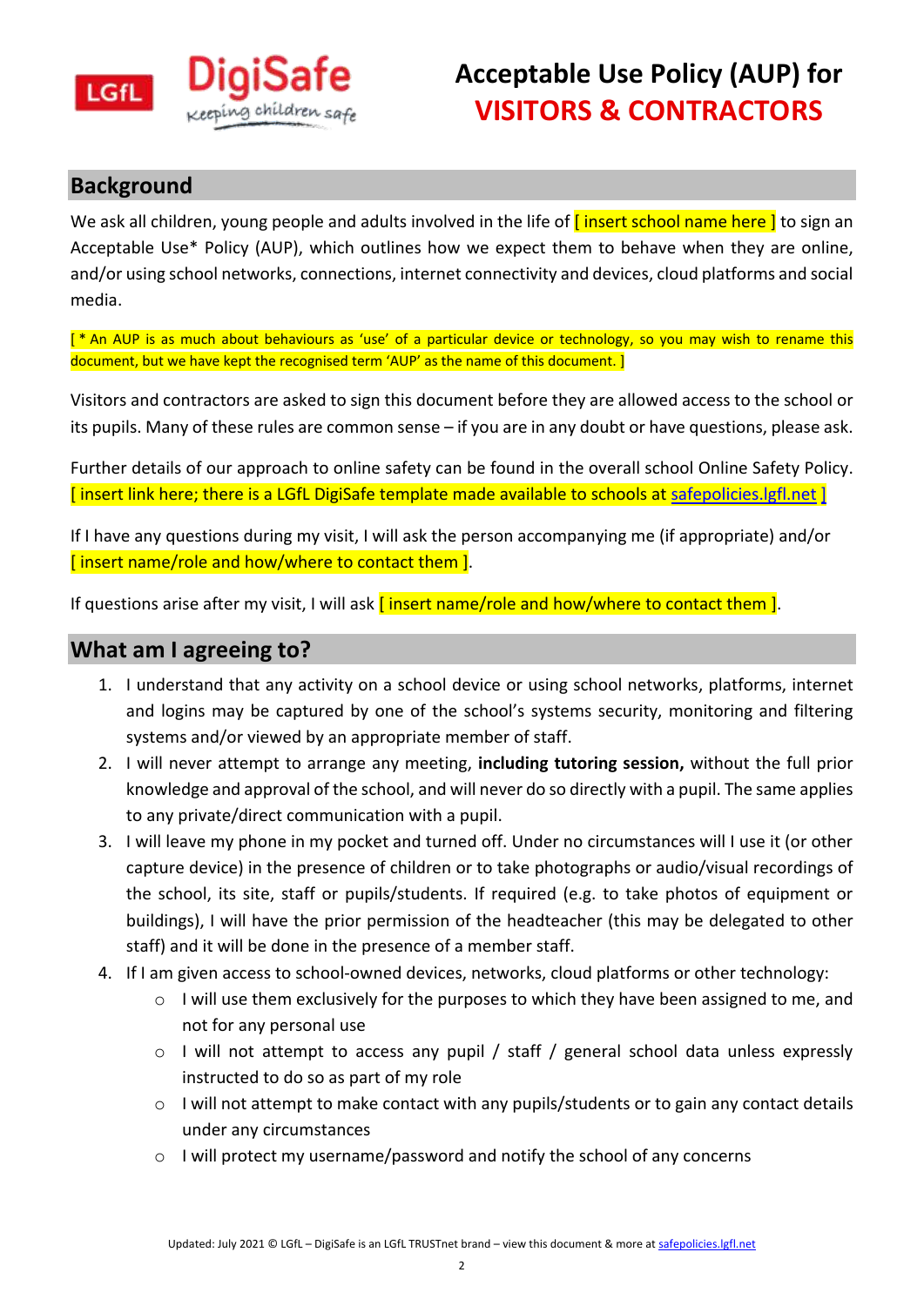LGfL DigiSafe Keeping children safe

# Acceptable Use Policy (AUP) for VISITORS & CONTRACTORS

## Background

We ask all children, young people and adults involved in the life of [ insert school name here ] to sign an Acceptable Use* Policy (AUP), which outlines how we expect them to behave when they are online, and/or using school networks, connections, internet connectivity and devices, cloud platforms and social media.

[ * An AUP is as much about behaviours as 'use' of a particular device or technology, so you may wish to rename this document, but we have kept the recognised term 'AUP' as the name of this document. ]

Visitors and contractors are asked to sign this document before they are allowed access to the school or its pupils. Many of these rules are common sense – if you are in any doubt or have questions, please ask.

Further details of our approach to online safety can be found in the overall school Online Safety Policy. [ insert link here; there is a LGfL DigiSafe template made available to schools at safepolicies.lgfl.net ]

If I have any questions during my visit, I will ask the person accompanying me (if appropriate) and/or [ insert name/role and how/where to contact them ].

If questions arise after my visit, I will ask [ insert name/role and how/where to contact them ].

## What am I agreeing to?

1. I understand that any activity on a school device or using school networks, platforms, internet and logins may be captured by one of the school's systems security, monitoring and filtering systems and/or viewed by an appropriate member of staff.
2. I will never attempt to arrange any meeting, **including tutoring session,** without the full prior knowledge and approval of the school, and will never do so directly with a pupil. The same applies to any private/direct communication with a pupil.
3. I will leave my phone in my pocket and turned off. Under no circumstances will I use it (or other capture device) in the presence of children or to take photographs or audio/visual recordings of the school, its site, staff or pupils/students. If required (e.g. to take photos of equipment or buildings), I will have the prior permission of the headteacher (this may be delegated to other staff) and it will be done in the presence of a member staff.
4. If I am given access to school-owned devices, networks, cloud platforms or other technology:
    - I will use them exclusively for the purposes to which they have been assigned to me, and not for any personal use
    - I will not attempt to access any pupil / staff / general school data unless expressly instructed to do so as part of my role
    - I will not attempt to make contact with any pupils/students or to gain any contact details under any circumstances
    - I will protect my username/password and notify the school of any concerns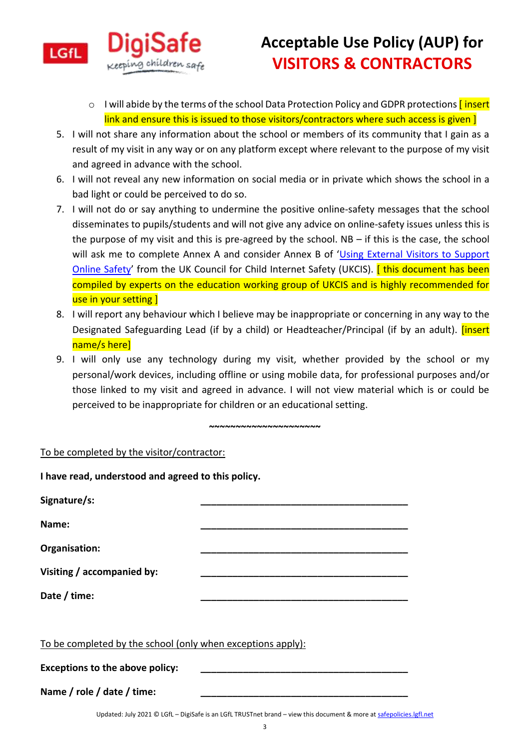- I will abide by the terms of the school Data Protection Policy and GDPR protections [ insert link and ensure this is issued to those visitors/contractors where such access is given ]

5. I will not share any information about the school or members of its community that I gain as a result of my visit in any way or on any platform except where relevant to the purpose of my visit and agreed in advance with the school.
6. I will not reveal any new information on social media or in private which shows the school in a bad light or could be perceived to do so.
7. I will not do or say anything to undermine the positive online-safety messages that the school disseminates to pupils/students and will not give any advice on online-safety issues unless this is the purpose of my visit and this is pre-agreed by the school. NB – if this is the case, the school will ask me to complete Annex A and consider Annex B of 'Using External Visitors to Support Online Safety' from the UK Council for Child Internet Safety (UKCIS). [ this document has been compiled by experts on the education working group of UKCIS and is highly recommended for use in your setting ]
8. I will report any behaviour which I believe may be inappropriate or concerning in any way to the Designated Safeguarding Lead (if by a child) or Headteacher/Principal (if by an adult). [insert name/s here]
9. I will only use any technology during my visit, whether provided by the school or my personal/work devices, including offline or using mobile data, for professional purposes and/or those linked to my visit and agreed in advance. I will not view material which is or could be perceived to be inappropriate for children or an educational setting.

~~~~~~~~~~~~~~~~~~~~~

To be completed by the visitor/contractor:

**I have read, understood and agreed to this policy.**

**Signature/s:** ________________________________________

**Name:** ________________________________________

**Organisation:** ________________________________________

**Visiting / accompanied by:** ________________________________________

**Date / time:** ________________________________________

To be completed by the school (only when exceptions apply):

**Exceptions to the above policy:** ________________________________________

**Name / role / date / time:** ________________________________________